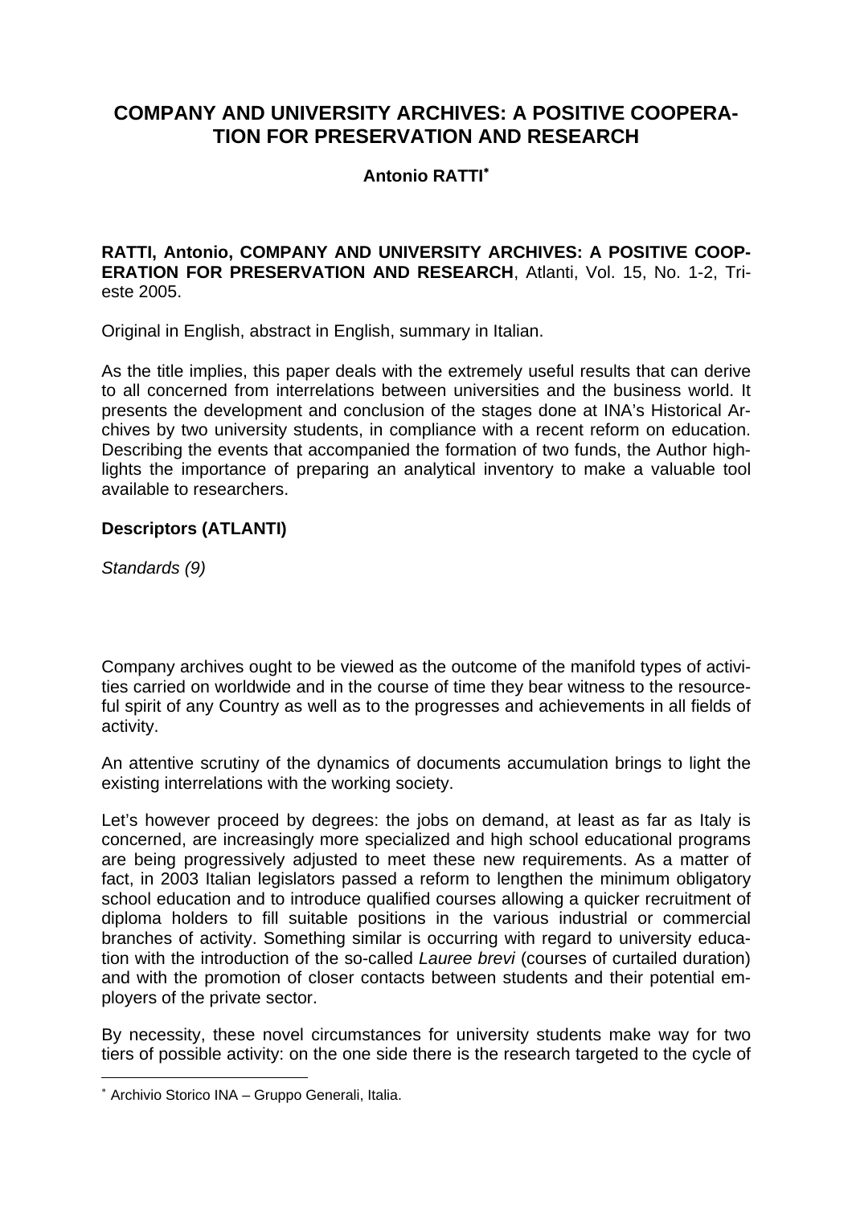# COMPANY AND UNIVERSITY ARCHIVES: A POSITIVE COOPERATION FOR PRESERVATION AND RESEARCH

**Antonio RATTI**[*]

**RATTI, Antonio, COMPANY AND UNIVERSITY ARCHIVES: A POSITIVE COOPERATION FOR PRESERVATION AND RESEARCH**, Atlanti, Vol. 15, No. 1-2, Trieste 2005.

Original in English, abstract in English, summary in Italian.

As the title implies, this paper deals with the extremely useful results that can derive to all concerned from interrelations between universities and the business world. It presents the development and conclusion of the stages done at INA's Historical Archives by two university students, in compliance with a recent reform on education. Describing the events that accompanied the formation of two funds, the Author highlights the importance of preparing an analytical inventory to make a valuable tool available to researchers.

**Descriptors (ATLANTI)**

*Standards (9)*

Company archives ought to be viewed as the outcome of the manifold types of activities carried on worldwide and in the course of time they bear witness to the resourceful spirit of any Country as well as to the progresses and achievements in all fields of activity.

An attentive scrutiny of the dynamics of documents accumulation brings to light the existing interrelations with the working society.

Let's however proceed by degrees: the jobs on demand, at least as far as Italy is concerned, are increasingly more specialized and high school educational programs are being progressively adjusted to meet these new requirements. As a matter of fact, in 2003 Italian legislators passed a reform to lengthen the minimum obligatory school education and to introduce qualified courses allowing a quicker recruitment of diploma holders to fill suitable positions in the various industrial or commercial branches of activity. Something similar is occurring with regard to university education with the introduction of the so-called *Lauree brevi* (courses of curtailed duration) and with the promotion of closer contacts between students and their potential employers of the private sector.

By necessity, these novel circumstances for university students make way for two tiers of possible activity: on the one side there is the research targeted to the cycle of

[*] Archivio Storico INA – Gruppo Generali, Italia.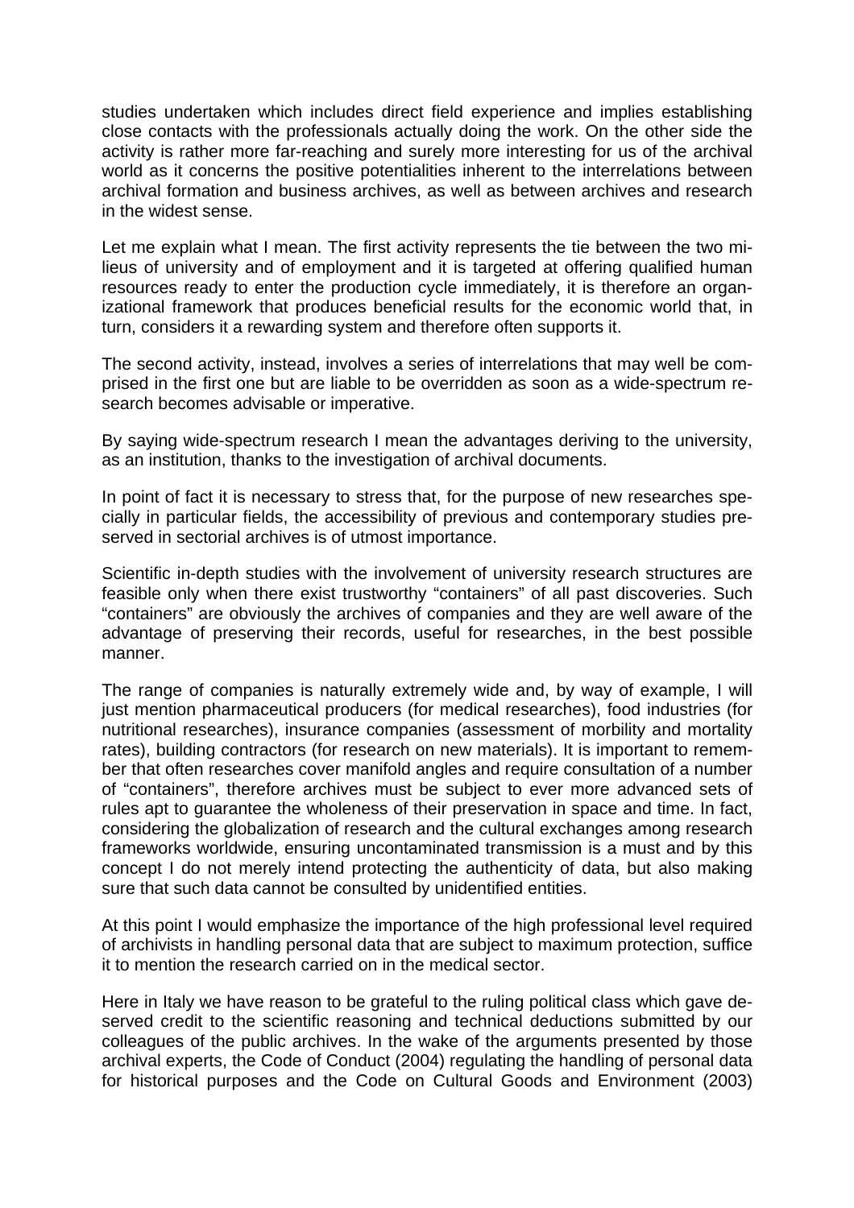studies undertaken which includes direct field experience and implies establishing close contacts with the professionals actually doing the work. On the other side the activity is rather more far-reaching and surely more interesting for us of the archival world as it concerns the positive potentialities inherent to the interrelations between archival formation and business archives, as well as between archives and research in the widest sense.

Let me explain what I mean. The first activity represents the tie between the two milieus of university and of employment and it is targeted at offering qualified human resources ready to enter the production cycle immediately, it is therefore an organizational framework that produces beneficial results for the economic world that, in turn, considers it a rewarding system and therefore often supports it.

The second activity, instead, involves a series of interrelations that may well be comprised in the first one but are liable to be overridden as soon as a wide-spectrum research becomes advisable or imperative.

By saying wide-spectrum research I mean the advantages deriving to the university, as an institution, thanks to the investigation of archival documents.

In point of fact it is necessary to stress that, for the purpose of new researches specially in particular fields, the accessibility of previous and contemporary studies preserved in sectorial archives is of utmost importance.

Scientific in-depth studies with the involvement of university research structures are feasible only when there exist trustworthy "containers" of all past discoveries. Such "containers" are obviously the archives of companies and they are well aware of the advantage of preserving their records, useful for researches, in the best possible manner.

The range of companies is naturally extremely wide and, by way of example, I will just mention pharmaceutical producers (for medical researches), food industries (for nutritional researches), insurance companies (assessment of morbility and mortality rates), building contractors (for research on new materials). It is important to remember that often researches cover manifold angles and require consultation of a number of "containers", therefore archives must be subject to ever more advanced sets of rules apt to guarantee the wholeness of their preservation in space and time. In fact, considering the globalization of research and the cultural exchanges among research frameworks worldwide, ensuring uncontaminated transmission is a must and by this concept I do not merely intend protecting the authenticity of data, but also making sure that such data cannot be consulted by unidentified entities.

At this point I would emphasize the importance of the high professional level required of archivists in handling personal data that are subject to maximum protection, suffice it to mention the research carried on in the medical sector.

Here in Italy we have reason to be grateful to the ruling political class which gave deserved credit to the scientific reasoning and technical deductions submitted by our colleagues of the public archives. In the wake of the arguments presented by those archival experts, the Code of Conduct (2004) regulating the handling of personal data for historical purposes and the Code on Cultural Goods and Environment (2003)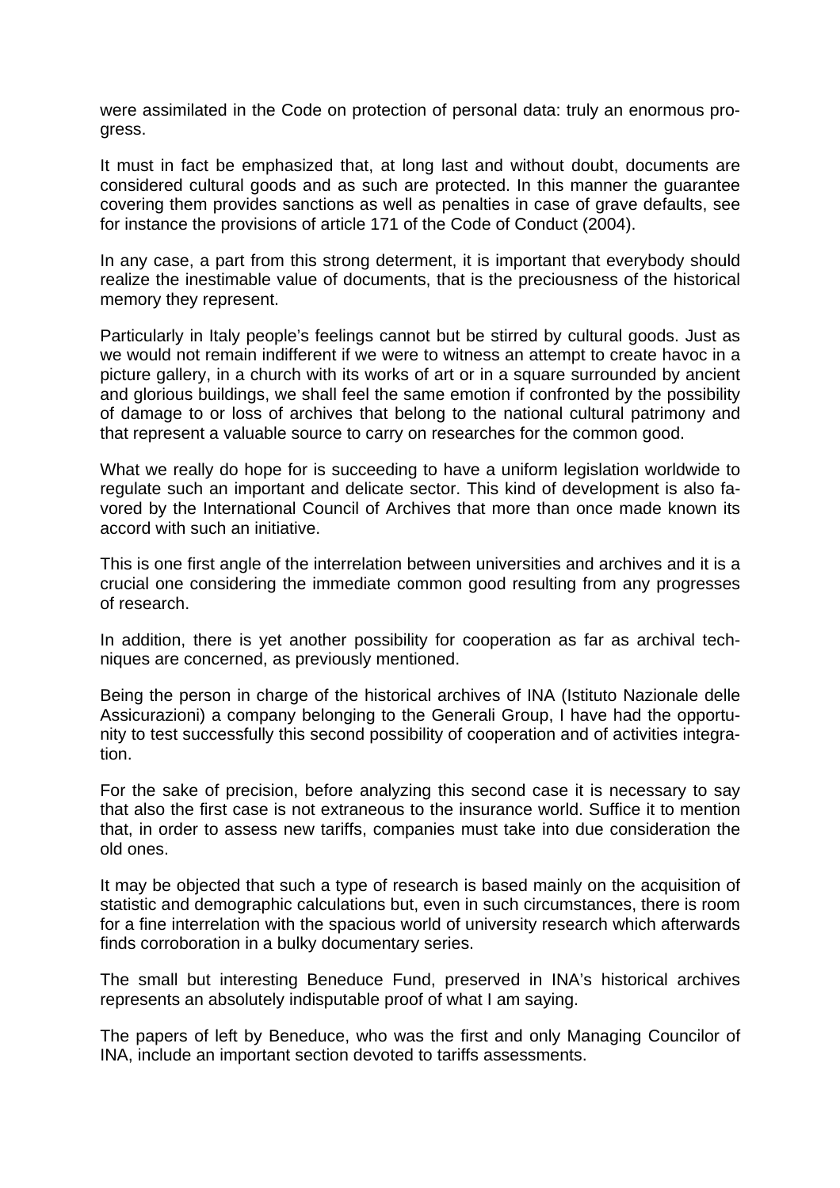were assimilated in the Code on protection of personal data: truly an enormous progress.

It must in fact be emphasized that, at long last and without doubt, documents are considered cultural goods and as such are protected. In this manner the guarantee covering them provides sanctions as well as penalties in case of grave defaults, see for instance the provisions of article 171 of the Code of Conduct (2004).

In any case, a part from this strong determent, it is important that everybody should realize the inestimable value of documents, that is the preciousness of the historical memory they represent.

Particularly in Italy people's feelings cannot but be stirred by cultural goods. Just as we would not remain indifferent if we were to witness an attempt to create havoc in a picture gallery, in a church with its works of art or in a square surrounded by ancient and glorious buildings, we shall feel the same emotion if confronted by the possibility of damage to or loss of archives that belong to the national cultural patrimony and that represent a valuable source to carry on researches for the common good.

What we really do hope for is succeeding to have a uniform legislation worldwide to regulate such an important and delicate sector. This kind of development is also favored by the International Council of Archives that more than once made known its accord with such an initiative.

This is one first angle of the interrelation between universities and archives and it is a crucial one considering the immediate common good resulting from any progresses of research.

In addition, there is yet another possibility for cooperation as far as archival techniques are concerned, as previously mentioned.

Being the person in charge of the historical archives of INA (Istituto Nazionale delle Assicurazioni) a company belonging to the Generali Group, I have had the opportunity to test successfully this second possibility of cooperation and of activities integration.

For the sake of precision, before analyzing this second case it is necessary to say that also the first case is not extraneous to the insurance world. Suffice it to mention that, in order to assess new tariffs, companies must take into due consideration the old ones.

It may be objected that such a type of research is based mainly on the acquisition of statistic and demographic calculations but, even in such circumstances, there is room for a fine interrelation with the spacious world of university research which afterwards finds corroboration in a bulky documentary series.

The small but interesting Beneduce Fund, preserved in INA's historical archives represents an absolutely indisputable proof of what I am saying.

The papers of left by Beneduce, who was the first and only Managing Councilor of INA, include an important section devoted to tariffs assessments.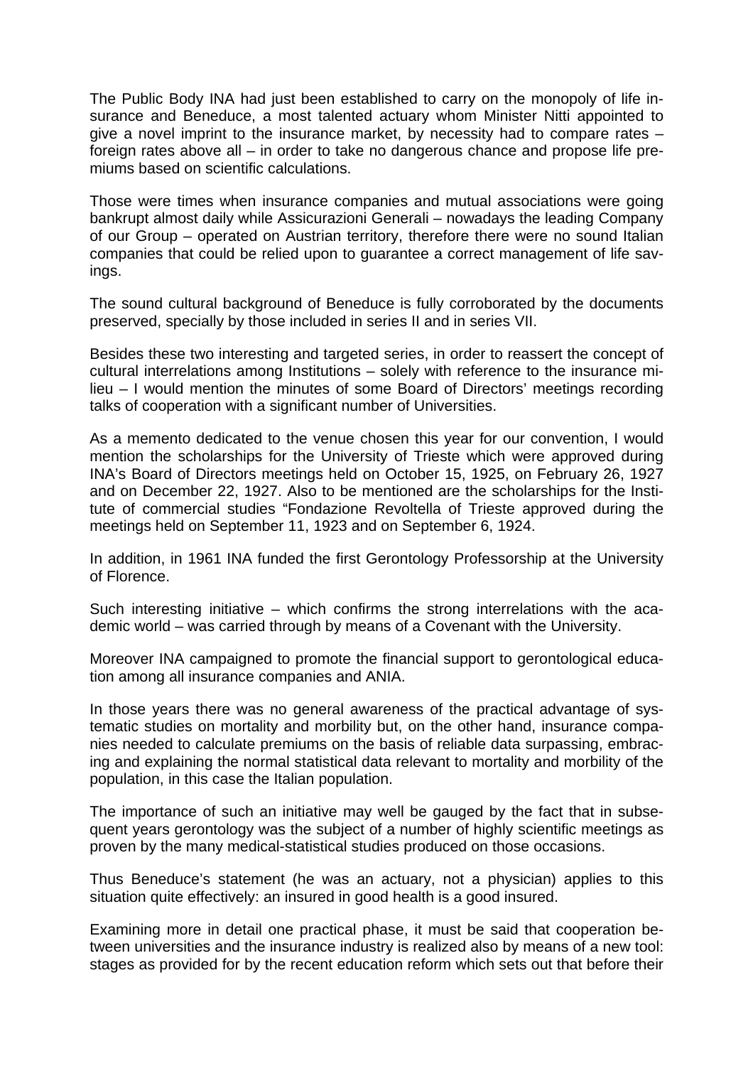The Public Body INA had just been established to carry on the monopoly of life insurance and Beneduce, a most talented actuary whom Minister Nitti appointed to give a novel imprint to the insurance market, by necessity had to compare rates – foreign rates above all – in order to take no dangerous chance and propose life premiums based on scientific calculations.

Those were times when insurance companies and mutual associations were going bankrupt almost daily while Assicurazioni Generali – nowadays the leading Company of our Group – operated on Austrian territory, therefore there were no sound Italian companies that could be relied upon to guarantee a correct management of life savings.

The sound cultural background of Beneduce is fully corroborated by the documents preserved, specially by those included in series II and in series VII.

Besides these two interesting and targeted series, in order to reassert the concept of cultural interrelations among Institutions – solely with reference to the insurance milieu – I would mention the minutes of some Board of Directors' meetings recording talks of cooperation with a significant number of Universities.

As a memento dedicated to the venue chosen this year for our convention, I would mention the scholarships for the University of Trieste which were approved during INA's Board of Directors meetings held on October 15, 1925, on February 26, 1927 and on December 22, 1927. Also to be mentioned are the scholarships for the Institute of commercial studies "Fondazione Revoltella of Trieste approved during the meetings held on September 11, 1923 and on September 6, 1924.

In addition, in 1961 INA funded the first Gerontology Professorship at the University of Florence.

Such interesting initiative – which confirms the strong interrelations with the academic world – was carried through by means of a Covenant with the University.

Moreover INA campaigned to promote the financial support to gerontological education among all insurance companies and ANIA.

In those years there was no general awareness of the practical advantage of systematic studies on mortality and morbility but, on the other hand, insurance companies needed to calculate premiums on the basis of reliable data surpassing, embracing and explaining the normal statistical data relevant to mortality and morbility of the population, in this case the Italian population.

The importance of such an initiative may well be gauged by the fact that in subsequent years gerontology was the subject of a number of highly scientific meetings as proven by the many medical-statistical studies produced on those occasions.

Thus Beneduce's statement (he was an actuary, not a physician) applies to this situation quite effectively: an insured in good health is a good insured.

Examining more in detail one practical phase, it must be said that cooperation between universities and the insurance industry is realized also by means of a new tool: stages as provided for by the recent education reform which sets out that before their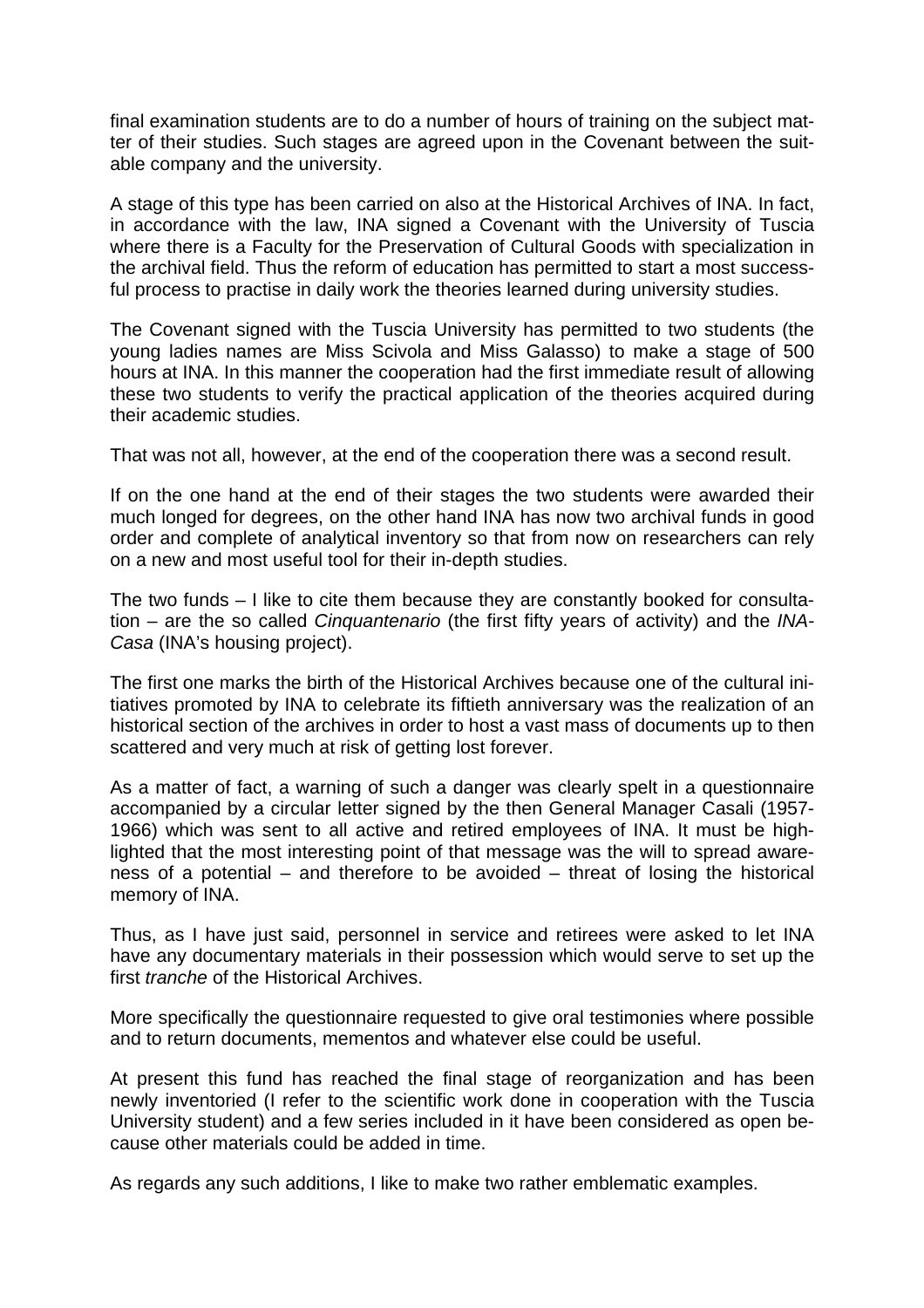final examination students are to do a number of hours of training on the subject matter of their studies. Such stages are agreed upon in the Covenant between the suitable company and the university.

A stage of this type has been carried on also at the Historical Archives of INA. In fact, in accordance with the law, INA signed a Covenant with the University of Tuscia where there is a Faculty for the Preservation of Cultural Goods with specialization in the archival field. Thus the reform of education has permitted to start a most successful process to practise in daily work the theories learned during university studies.

The Covenant signed with the Tuscia University has permitted to two students (the young ladies names are Miss Scivola and Miss Galasso) to make a stage of 500 hours at INA. In this manner the cooperation had the first immediate result of allowing these two students to verify the practical application of the theories acquired during their academic studies.

That was not all, however, at the end of the cooperation there was a second result.

If on the one hand at the end of their stages the two students were awarded their much longed for degrees, on the other hand INA has now two archival funds in good order and complete of analytical inventory so that from now on researchers can rely on a new and most useful tool for their in-depth studies.

The two funds – I like to cite them because they are constantly booked for consultation – are the so called *Cinquantenario* (the first fifty years of activity) and the *INA-Casa* (INA's housing project).

The first one marks the birth of the Historical Archives because one of the cultural initiatives promoted by INA to celebrate its fiftieth anniversary was the realization of an historical section of the archives in order to host a vast mass of documents up to then scattered and very much at risk of getting lost forever.

As a matter of fact, a warning of such a danger was clearly spelt in a questionnaire accompanied by a circular letter signed by the then General Manager Casali (1957-1966) which was sent to all active and retired employees of INA. It must be highlighted that the most interesting point of that message was the will to spread awareness of a potential – and therefore to be avoided – threat of losing the historical memory of INA.

Thus, as I have just said, personnel in service and retirees were asked to let INA have any documentary materials in their possession which would serve to set up the first *tranche* of the Historical Archives.

More specifically the questionnaire requested to give oral testimonies where possible and to return documents, mementos and whatever else could be useful.

At present this fund has reached the final stage of reorganization and has been newly inventoried (I refer to the scientific work done in cooperation with the Tuscia University student) and a few series included in it have been considered as open because other materials could be added in time.

As regards any such additions, I like to make two rather emblematic examples.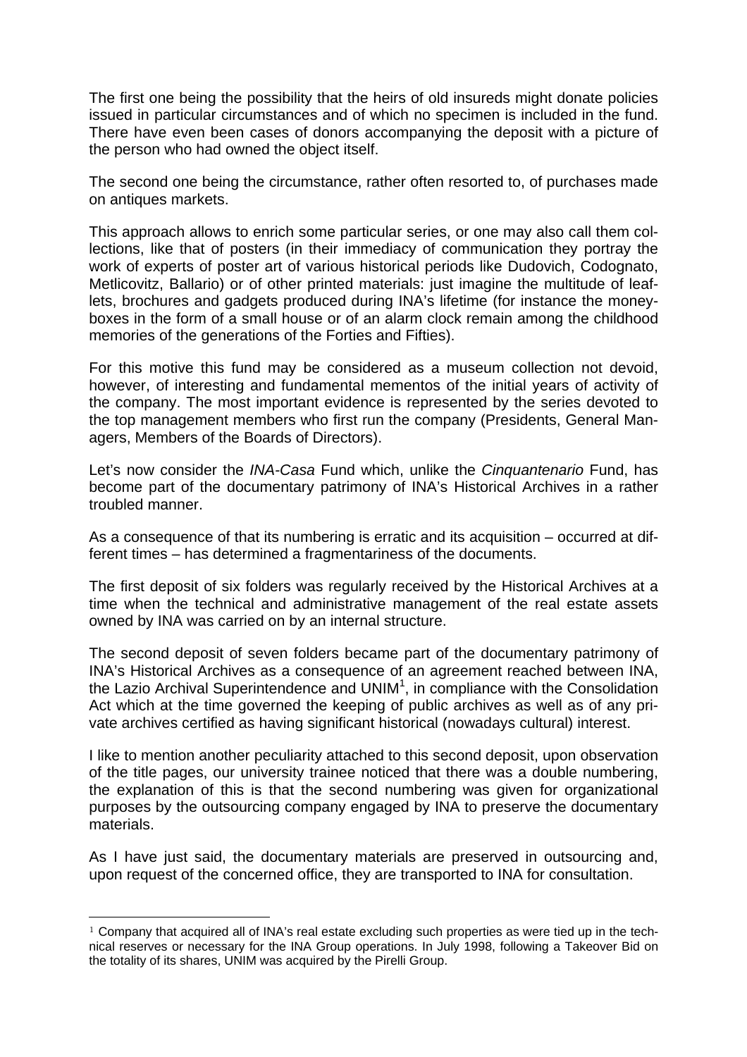The first one being the possibility that the heirs of old insureds might donate policies issued in particular circumstances and of which no specimen is included in the fund. There have even been cases of donors accompanying the deposit with a picture of the person who had owned the object itself.

The second one being the circumstance, rather often resorted to, of purchases made on antiques markets.

This approach allows to enrich some particular series, or one may also call them collections, like that of posters (in their immediacy of communication they portray the work of experts of poster art of various historical periods like Dudovich, Codognato, Metlicovitz, Ballario) or of other printed materials: just imagine the multitude of leaflets, brochures and gadgets produced during INA's lifetime (for instance the moneyboxes in the form of a small house or of an alarm clock remain among the childhood memories of the generations of the Forties and Fifties).

For this motive this fund may be considered as a museum collection not devoid, however, of interesting and fundamental mementos of the initial years of activity of the company. The most important evidence is represented by the series devoted to the top management members who first run the company (Presidents, General Managers, Members of the Boards of Directors).

Let's now consider the *INA-Casa* Fund which, unlike the *Cinquantenario* Fund, has become part of the documentary patrimony of INA's Historical Archives in a rather troubled manner.

As a consequence of that its numbering is erratic and its acquisition – occurred at different times – has determined a fragmentariness of the documents.

The first deposit of six folders was regularly received by the Historical Archives at a time when the technical and administrative management of the real estate assets owned by INA was carried on by an internal structure.

The second deposit of seven folders became part of the documentary patrimony of INA's Historical Archives as a consequence of an agreement reached between INA, the Lazio Archival Superintendence and UNIM[1], in compliance with the Consolidation Act which at the time governed the keeping of public archives as well as of any private archives certified as having significant historical (nowadays cultural) interest.

I like to mention another peculiarity attached to this second deposit, upon observation of the title pages, our university trainee noticed that there was a double numbering, the explanation of this is that the second numbering was given for organizational purposes by the outsourcing company engaged by INA to preserve the documentary materials.

As I have just said, the documentary materials are preserved in outsourcing and, upon request of the concerned office, they are transported to INA for consultation.

---

[1] Company that acquired all of INA's real estate excluding such properties as were tied up in the technical reserves or necessary for the INA Group operations. In July 1998, following a Takeover Bid on the totality of its shares, UNIM was acquired by the Pirelli Group.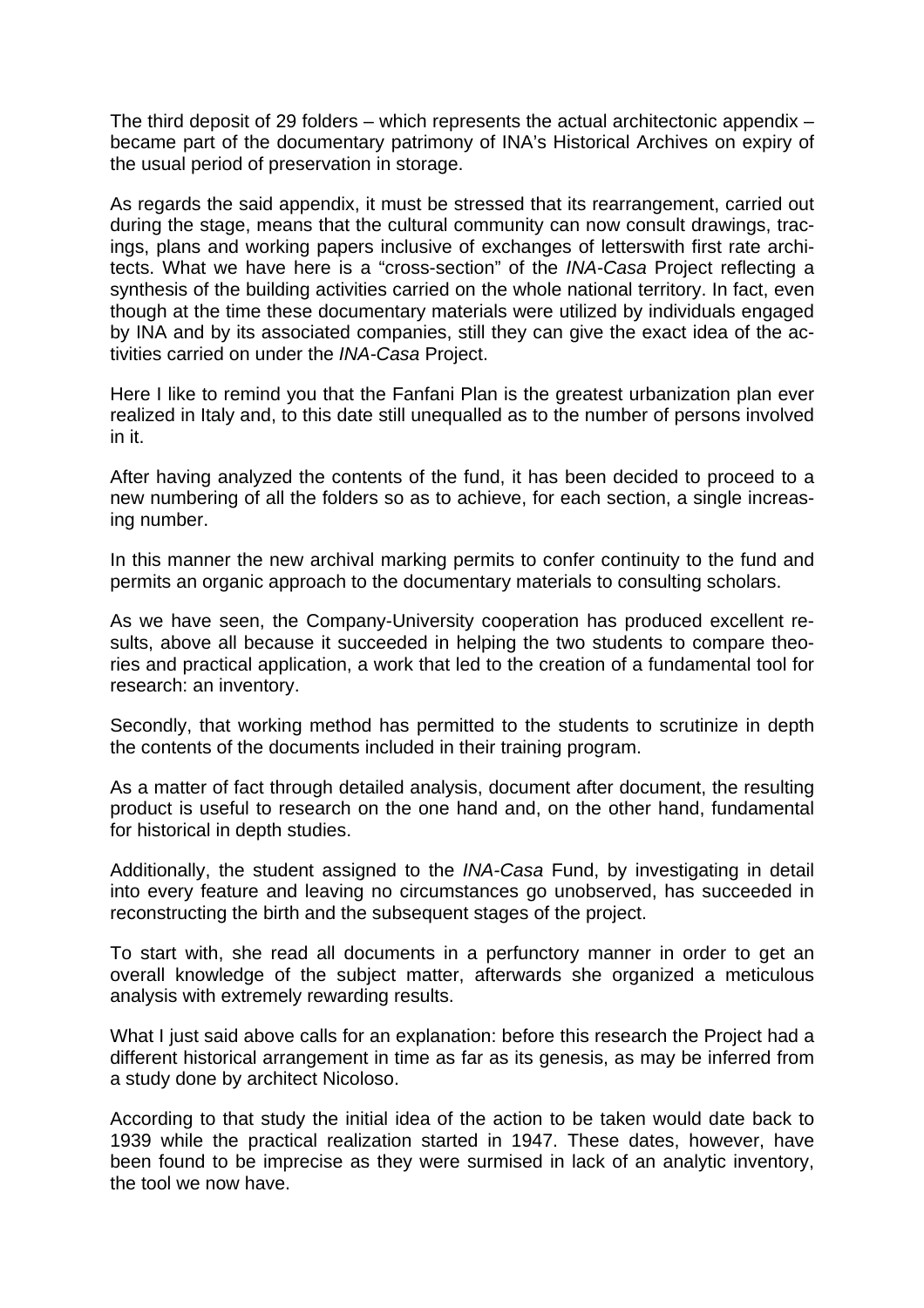The third deposit of 29 folders – which represents the actual architectonic appendix – became part of the documentary patrimony of INA's Historical Archives on expiry of the usual period of preservation in storage.

As regards the said appendix, it must be stressed that its rearrangement, carried out during the stage, means that the cultural community can now consult drawings, tracings, plans and working papers inclusive of exchanges of letterswith first rate architects. What we have here is a "cross-section" of the *INA-Casa* Project reflecting a synthesis of the building activities carried on the whole national territory. In fact, even though at the time these documentary materials were utilized by individuals engaged by INA and by its associated companies, still they can give the exact idea of the activities carried on under the *INA-Casa* Project.

Here I like to remind you that the Fanfani Plan is the greatest urbanization plan ever realized in Italy and, to this date still unequalled as to the number of persons involved in it.

After having analyzed the contents of the fund, it has been decided to proceed to a new numbering of all the folders so as to achieve, for each section, a single increasing number.

In this manner the new archival marking permits to confer continuity to the fund and permits an organic approach to the documentary materials to consulting scholars.

As we have seen, the Company-University cooperation has produced excellent results, above all because it succeeded in helping the two students to compare theories and practical application, a work that led to the creation of a fundamental tool for research: an inventory.

Secondly, that working method has permitted to the students to scrutinize in depth the contents of the documents included in their training program.

As a matter of fact through detailed analysis, document after document, the resulting product is useful to research on the one hand and, on the other hand, fundamental for historical in depth studies.

Additionally, the student assigned to the *INA-Casa* Fund, by investigating in detail into every feature and leaving no circumstances go unobserved, has succeeded in reconstructing the birth and the subsequent stages of the project.

To start with, she read all documents in a perfunctory manner in order to get an overall knowledge of the subject matter, afterwards she organized a meticulous analysis with extremely rewarding results.

What I just said above calls for an explanation: before this research the Project had a different historical arrangement in time as far as its genesis, as may be inferred from a study done by architect Nicoloso.

According to that study the initial idea of the action to be taken would date back to 1939 while the practical realization started in 1947. These dates, however, have been found to be imprecise as they were surmised in lack of an analytic inventory, the tool we now have.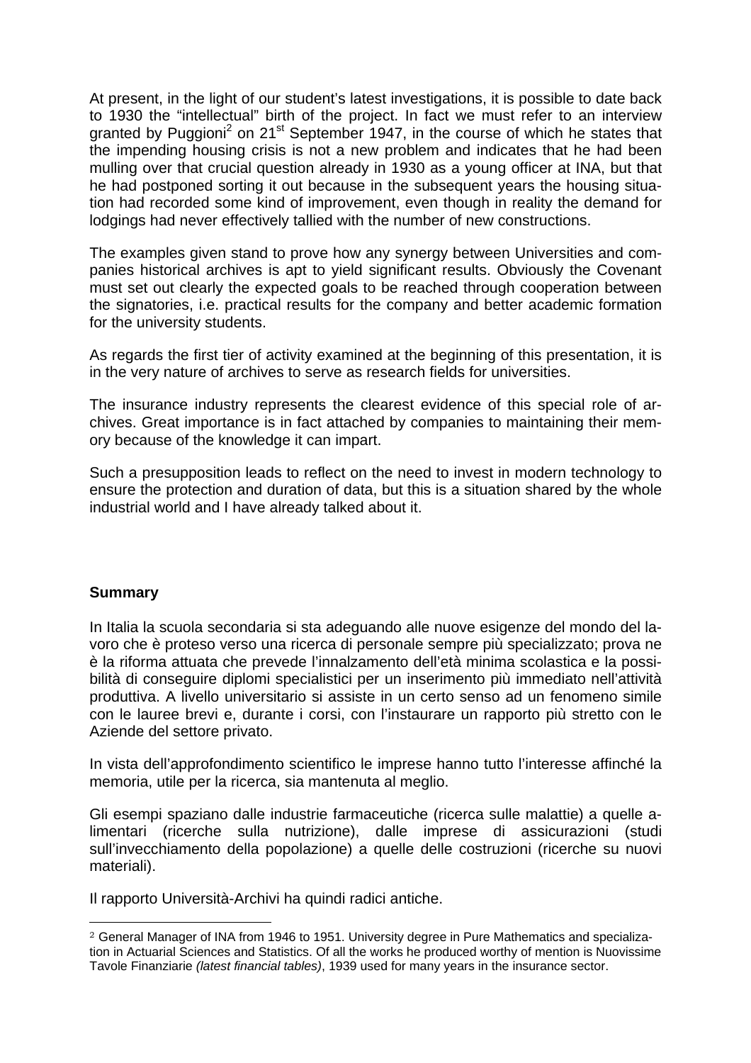At present, in the light of our student's latest investigations, it is possible to date back to 1930 the "intellectual" birth of the project. In fact we must refer to an interview granted by Puggioni[2] on 21st September 1947, in the course of which he states that the impending housing crisis is not a new problem and indicates that he had been mulling over that crucial question already in 1930 as a young officer at INA, but that he had postponed sorting it out because in the subsequent years the housing situation had recorded some kind of improvement, even though in reality the demand for lodgings had never effectively tallied with the number of new constructions.

The examples given stand to prove how any synergy between Universities and companies historical archives is apt to yield significant results. Obviously the Covenant must set out clearly the expected goals to be reached through cooperation between the signatories, i.e. practical results for the company and better academic formation for the university students.

As regards the first tier of activity examined at the beginning of this presentation, it is in the very nature of archives to serve as research fields for universities.

The insurance industry represents the clearest evidence of this special role of archives. Great importance is in fact attached by companies to maintaining their memory because of the knowledge it can impart.

Such a presupposition leads to reflect on the need to invest in modern technology to ensure the protection and duration of data, but this is a situation shared by the whole industrial world and I have already talked about it.

**Summary**

In Italia la scuola secondaria si sta adeguando alle nuove esigenze del mondo del lavoro che è proteso verso una ricerca di personale sempre più specializzato; prova ne è la riforma attuata che prevede l'innalzamento dell'età minima scolastica e la possibilità di conseguire diplomi specialistici per un inserimento più immediato nell'attività produttiva. A livello universitario si assiste in un certo senso ad un fenomeno simile con le lauree brevi e, durante i corsi, con l'instaurare un rapporto più stretto con le Aziende del settore privato.

In vista dell'approfondimento scientifico le imprese hanno tutto l'interesse affinché la memoria, utile per la ricerca, sia mantenuta al meglio.

Gli esempi spaziano dalle industrie farmaceutiche (ricerca sulle malattie) a quelle alimentari (ricerche sulla nutrizione), dalle imprese di assicurazioni (studi sull'invecchiamento della popolazione) a quelle delle costruzioni (ricerche su nuovi materiali).

Il rapporto Università-Archivi ha quindi radici antiche.

---

[2] General Manager of INA from 1946 to 1951. University degree in Pure Mathematics and specialization in Actuarial Sciences and Statistics. Of all the works he produced worthy of mention is Nuovissime Tavole Finanziarie *(latest financial tables)*, 1939 used for many years in the insurance sector.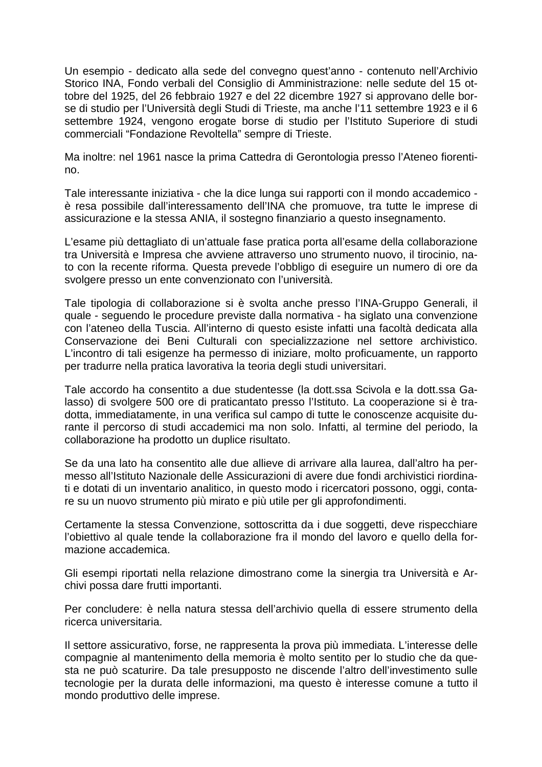Un esempio - dedicato alla sede del convegno quest'anno - contenuto nell'Archivio Storico INA, Fondo verbali del Consiglio di Amministrazione: nelle sedute del 15 ottobre del 1925, del 26 febbraio 1927 e del 22 dicembre 1927 si approvano delle borse di studio per l'Università degli Studi di Trieste, ma anche l'11 settembre 1923 e il 6 settembre 1924, vengono erogate borse di studio per l'Istituto Superiore di studi commerciali "Fondazione Revoltella" sempre di Trieste.

Ma inoltre: nel 1961 nasce la prima Cattedra di Gerontologia presso l'Ateneo fiorentino.

Tale interessante iniziativa - che la dice lunga sui rapporti con il mondo accademico - è resa possibile dall'interessamento dell'INA che promuove, tra tutte le imprese di assicurazione e la stessa ANIA, il sostegno finanziario a questo insegnamento.

L'esame più dettagliato di un'attuale fase pratica porta all'esame della collaborazione tra Università e Impresa che avviene attraverso uno strumento nuovo, il tirocinio, nato con la recente riforma. Questa prevede l'obbligo di eseguire un numero di ore da svolgere presso un ente convenzionato con l'università.

Tale tipologia di collaborazione si è svolta anche presso l'INA-Gruppo Generali, il quale - seguendo le procedure previste dalla normativa - ha siglato una convenzione con l'ateneo della Tuscia. All'interno di questo esiste infatti una facoltà dedicata alla Conservazione dei Beni Culturali con specializzazione nel settore archivistico. L'incontro di tali esigenze ha permesso di iniziare, molto proficuamente, un rapporto per tradurre nella pratica lavorativa la teoria degli studi universitari.

Tale accordo ha consentito a due studentesse (la dott.ssa Scivola e la dott.ssa Galasso) di svolgere 500 ore di praticantato presso l'Istituto. La cooperazione si è tradotta, immediatamente, in una verifica sul campo di tutte le conoscenze acquisite durante il percorso di studi accademici ma non solo. Infatti, al termine del periodo, la collaborazione ha prodotto un duplice risultato.

Se da una lato ha consentito alle due allieve di arrivare alla laurea, dall'altro ha permesso all'Istituto Nazionale delle Assicurazioni di avere due fondi archivistici riordinati e dotati di un inventario analitico, in questo modo i ricercatori possono, oggi, contare su un nuovo strumento più mirato e più utile per gli approfondimenti.

Certamente la stessa Convenzione, sottoscritta da i due soggetti, deve rispecchiare l'obiettivo al quale tende la collaborazione fra il mondo del lavoro e quello della formazione accademica.

Gli esempi riportati nella relazione dimostrano come la sinergia tra Università e Archivi possa dare frutti importanti.

Per concludere: è nella natura stessa dell'archivio quella di essere strumento della ricerca universitaria.

Il settore assicurativo, forse, ne rappresenta la prova più immediata. L'interesse delle compagnie al mantenimento della memoria è molto sentito per lo studio che da questa ne può scaturire. Da tale presupposto ne discende l'altro dell'investimento sulle tecnologie per la durata delle informazioni, ma questo è interesse comune a tutto il mondo produttivo delle imprese.